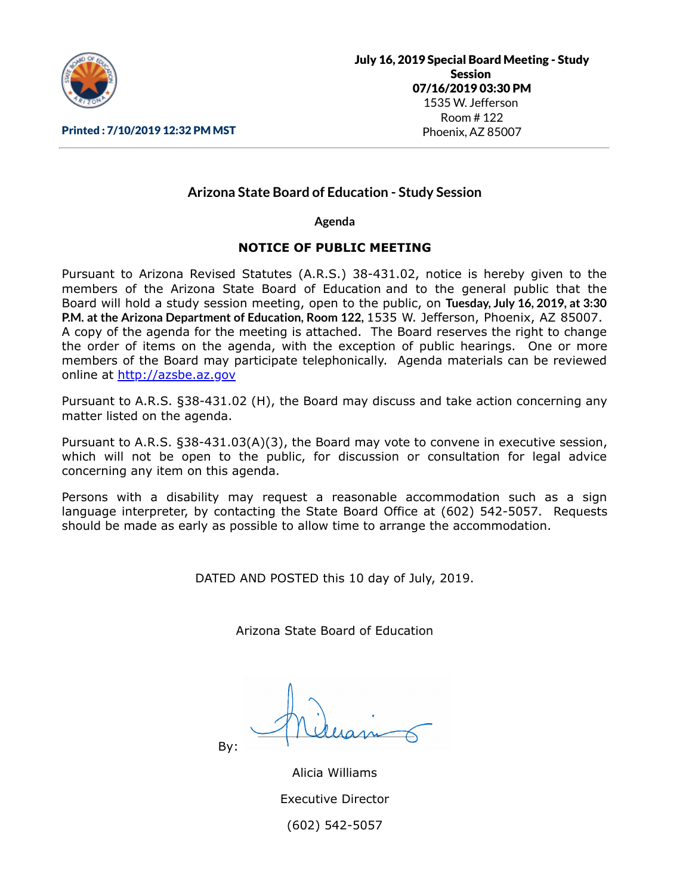**July 16, 2019 Special Board Meeting - Study Session**
**07/16/2019 03:30 PM**
1535 W. Jefferson
Room # 122
Phoenix, AZ 85007

**Printed : 7/10/2019 12:32 PM MST**

## Arizona State Board of Education - Study Session

### Agenda

### NOTICE OF PUBLIC MEETING

Pursuant to Arizona Revised Statutes (A.R.S.) 38-431.02, notice is hereby given to the members of the Arizona State Board of Education and to the general public that the Board will hold a study session meeting, open to the public, on **Tuesday, July 16, 2019, at 3:30 P.M. at the Arizona Department of Education, Room 122**, 1535 W. Jefferson, Phoenix, AZ 85007. A copy of the agenda for the meeting is attached. The Board reserves the right to change the order of items on the agenda, with the exception of public hearings. One or more members of the Board may participate telephonically. Agenda materials can be reviewed online at [http://azsbe.az.gov](http://azsbe.az.gov)

Pursuant to A.R.S. §38-431.02 (H), the Board may discuss and take action concerning any matter listed on the agenda.

Pursuant to A.R.S. §38-431.03(A)(3), the Board may vote to convene in executive session, which will not be open to the public, for discussion or consultation for legal advice concerning any item on this agenda.

Persons with a disability may request a reasonable accommodation such as a sign language interpreter, by contacting the State Board Office at (602) 542-5057. Requests should be made as early as possible to allow time to arrange the accommodation.

DATED AND POSTED this 10 day of July, 2019.

Arizona State Board of Education

By:

Alicia Williams

Executive Director

(602) 542-5057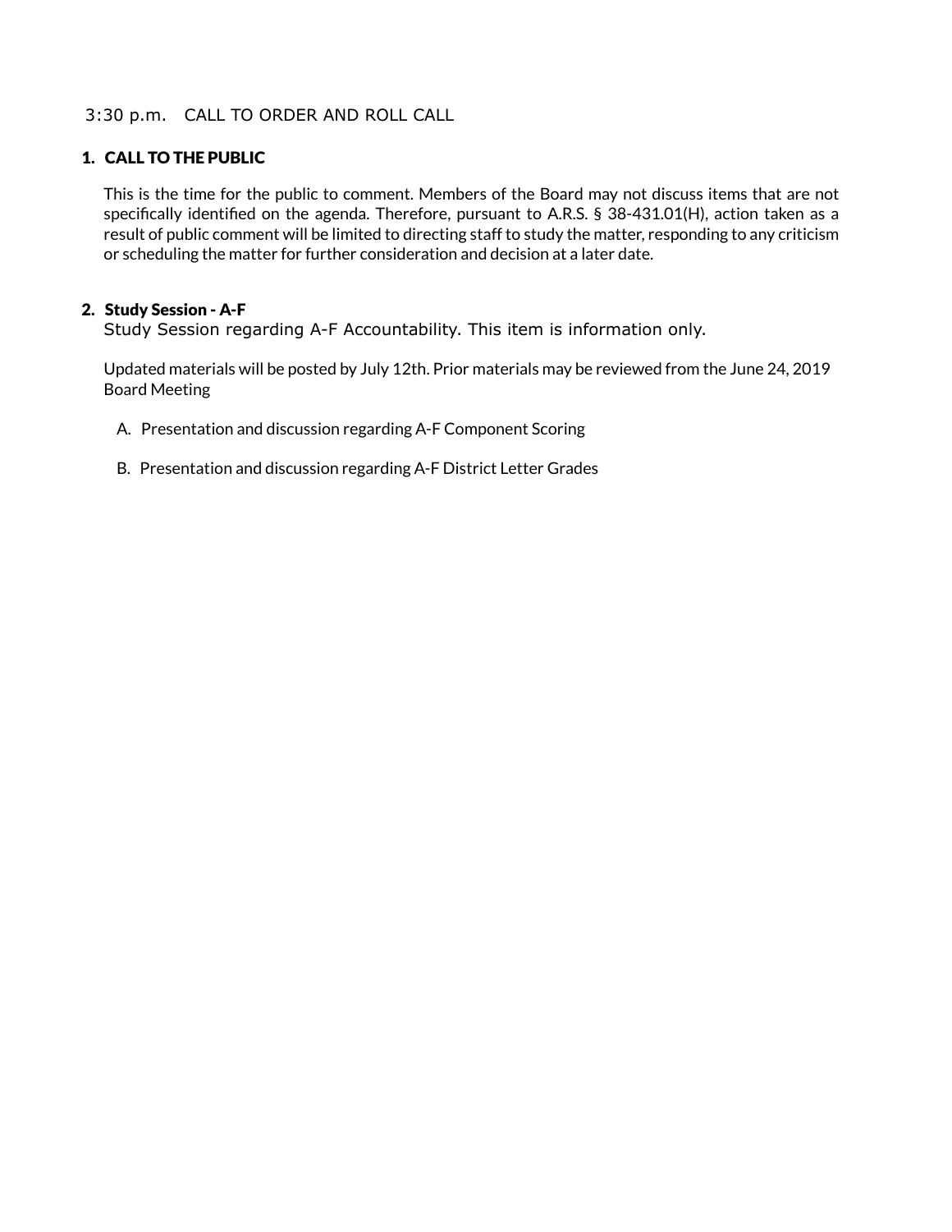3:30 p.m. CALL TO ORDER AND ROLL CALL

## 1. CALL TO THE PUBLIC

This is the time for the public to comment. Members of the Board may not discuss items that are not specifically identified on the agenda. Therefore, pursuant to A.R.S. § 38-431.01(H), action taken as a result of public comment will be limited to directing staff to study the matter, responding to any criticism or scheduling the matter for further consideration and decision at a later date.

## 2. Study Session - A-F

Study Session regarding A-F Accountability. This item is information only.

Updated materials will be posted by July 12th. Prior materials may be reviewed from the June 24, 2019 Board Meeting

A. Presentation and discussion regarding A-F Component Scoring

B. Presentation and discussion regarding A-F District Letter Grades